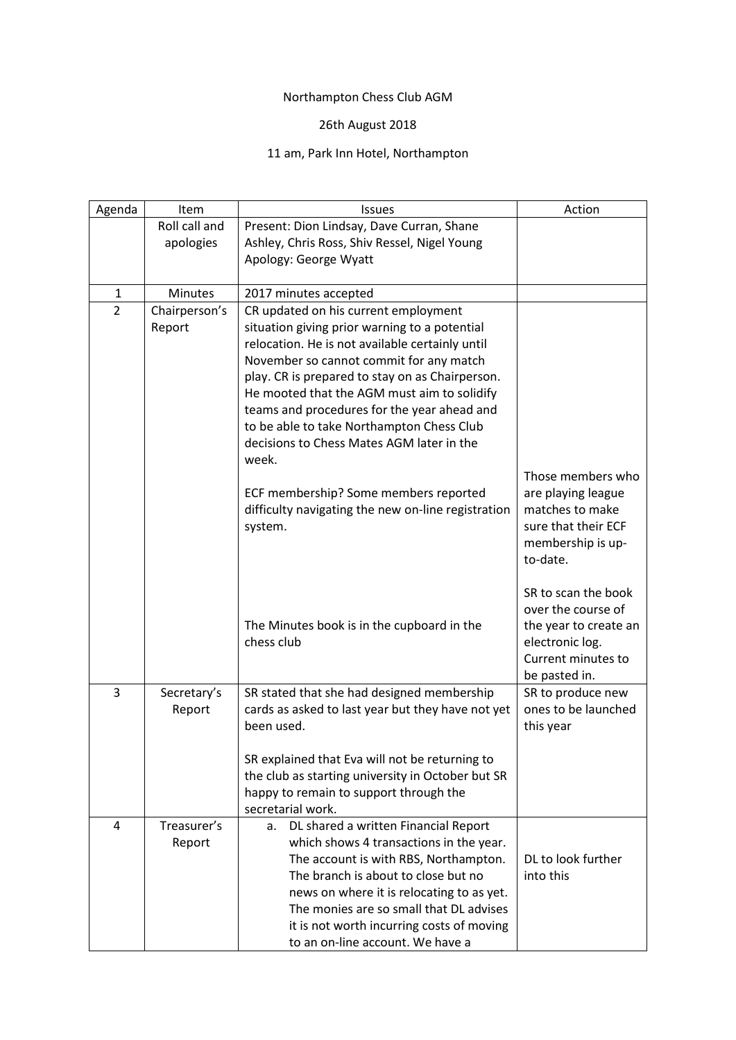Northampton Chess Club AGM

26th August 2018

11 am, Park Inn Hotel, Northampton

| Agenda | Item | Issues | Action |
|---|---|---|---|
| | Roll call and apologies | Present: Dion Lindsay, Dave Curran, Shane Ashley, Chris Ross, Shiv Ressel, Nigel Young<br>Apology: George Wyatt | |
| 1 | Minutes | 2017 minutes accepted | |
| 2 | Chairperson's Report | CR updated on his current employment situation giving prior warning to a potential relocation. He is not available certainly until November so cannot commit for any match play. CR is prepared to stay on as Chairperson. He mooted that the AGM must aim to solidify teams and procedures for the year ahead and to be able to take Northampton Chess Club decisions to Chess Mates AGM later in the week.<br><br>ECF membership? Some members reported difficulty navigating the new on-line registration system.<br><br>The Minutes book is in the cupboard in the chess club | Those members who are playing league matches to make sure that their ECF membership is up-to-date.<br><br>SR to scan the book over the course of the year to create an electronic log. Current minutes to be pasted in. |
| 3 | Secretary's Report | SR stated that she had designed membership cards as asked to last year but they have not yet been used.<br><br>SR explained that Eva will not be returning to the club as starting university in October but SR happy to remain to support through the secretarial work. | SR to produce new ones to be launched this year |
| 4 | Treasurer's Report | a. DL shared a written Financial Report which shows 4 transactions in the year. The account is with RBS, Northampton. The branch is about to close but no news on where it is relocating to as yet. The monies are so small that DL advises it is not worth incurring costs of moving to an on-line account. We have a | DL to look further into this |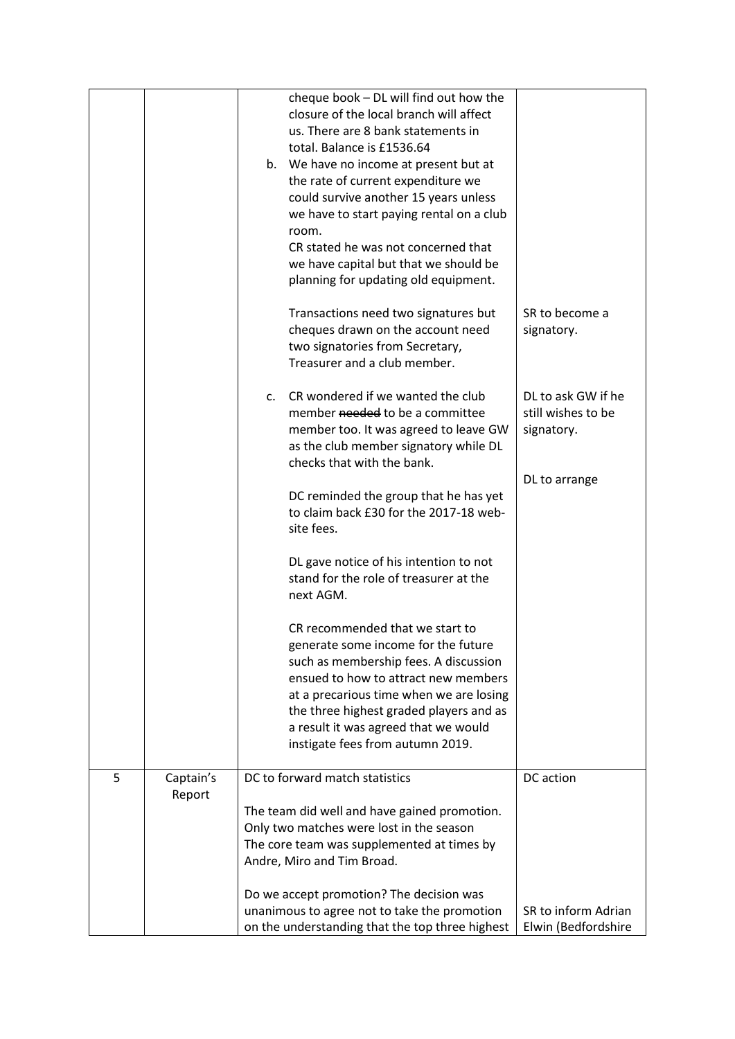| | | | |
|---|---|---|---|
| | | cheque book – DL will find out how the closure of the local branch will affect us. There are 8 bank statements in total. Balance is £1536.64<br><br>b. We have no income at present but at the rate of current expenditure we could survive another 15 years unless we have to start paying rental on a club room.<br>CR stated he was not concerned that we have capital but that we should be planning for updating old equipment.<br><br>Transactions need two signatures but cheques drawn on the account need two signatories from Secretary, Treasurer and a club member.<br><br>c. CR wondered if we wanted the club member ~~needed~~ to be a committee member too. It was agreed to leave GW as the club member signatory while DL checks that with the bank.<br><br>DC reminded the group that he has yet to claim back £30 for the 2017-18 web-site fees.<br><br>DL gave notice of his intention to not stand for the role of treasurer at the next AGM.<br><br>CR recommended that we start to generate some income for the future such as membership fees. A discussion ensued to how to attract new members at a precarious time when we are losing the three highest graded players and as a result it was agreed that we would instigate fees from autumn 2019. | SR to become a signatory.<br><br>DL to ask GW if he still wishes to be signatory.<br><br>DL to arrange |
| 5 | Captain's Report | DC to forward match statistics<br><br>The team did well and have gained promotion. Only two matches were lost in the season The core team was supplemented at times by Andre, Miro and Tim Broad.<br><br>Do we accept promotion? The decision was unanimous to agree not to take the promotion on the understanding that the top three highest | DC action<br><br>SR to inform Adrian Elwin (Bedfordshire |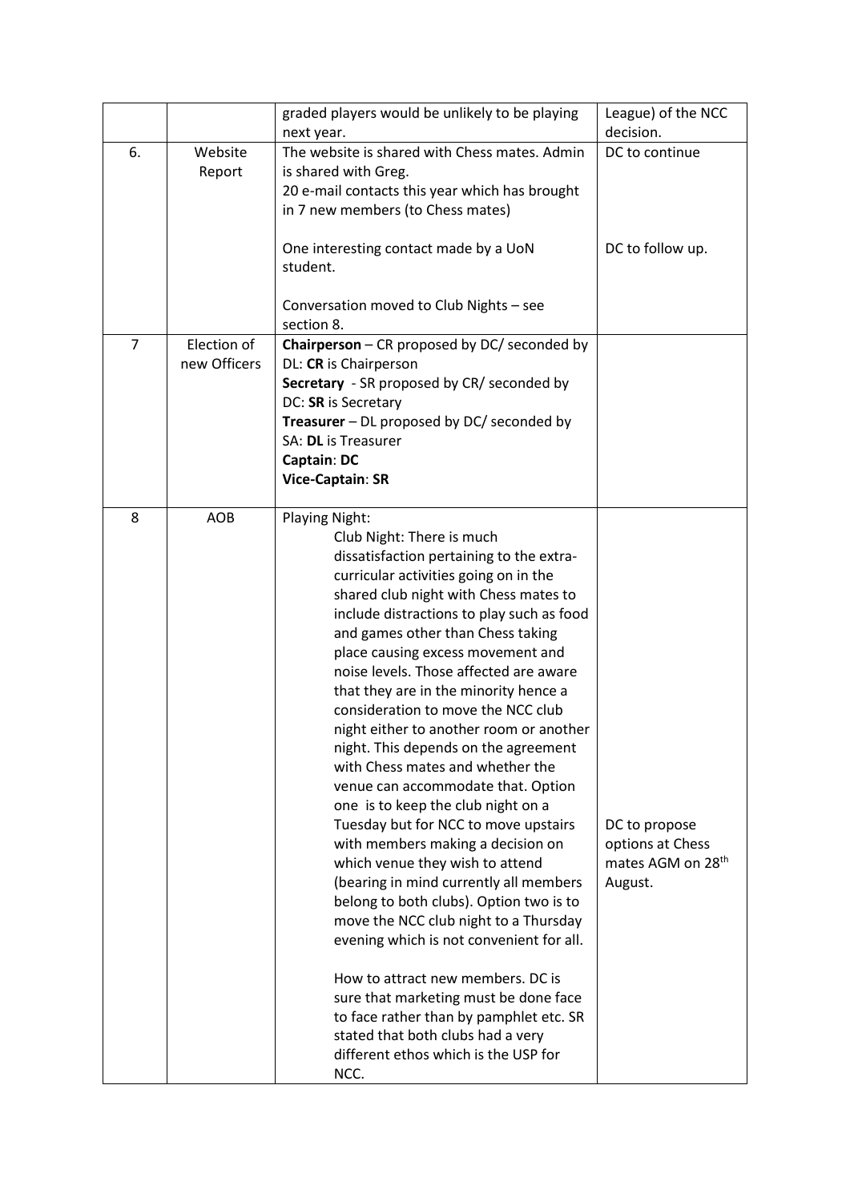| | | | |
|---|---|---|---|
| | | graded players would be unlikely to be playing next year. | League) of the NCC decision. |
| 6. | Website Report | The website is shared with Chess mates. Admin is shared with Greg.<br>20 e-mail contacts this year which has brought in 7 new members (to Chess mates)<br><br>One interesting contact made by a UoN student.<br><br>Conversation moved to Club Nights – see section 8. | DC to continue<br><br><br><br>DC to follow up. |
| 7 | Election of new Officers | **Chairperson** – CR proposed by DC/ seconded by DL: **CR** is Chairperson<br>**Secretary** - SR proposed by CR/ seconded by DC: **SR** is Secretary<br>**Treasurer** – DL proposed by DC/ seconded by SA: **DL** is Treasurer<br>**Captain**: **DC**<br>**Vice-Captain**: **SR** | |
| 8 | AOB | Playing Night:<br>Club Night: There is much dissatisfaction pertaining to the extra-curricular activities going on in the shared club night with Chess mates to include distractions to play such as food and games other than Chess taking place causing excess movement and noise levels. Those affected are aware that they are in the minority hence a consideration to move the NCC club night either to another room or another night. This depends on the agreement with Chess mates and whether the venue can accommodate that. Option one is to keep the club night on a Tuesday but for NCC to move upstairs with members making a decision on which venue they wish to attend (bearing in mind currently all members belong to both clubs). Option two is to move the NCC club night to a Thursday evening which is not convenient for all.<br><br>How to attract new members. DC is sure that marketing must be done face to face rather than by pamphlet etc. SR stated that both clubs had a very different ethos which is the USP for NCC. | DC to propose options at Chess mates AGM on 28th August. |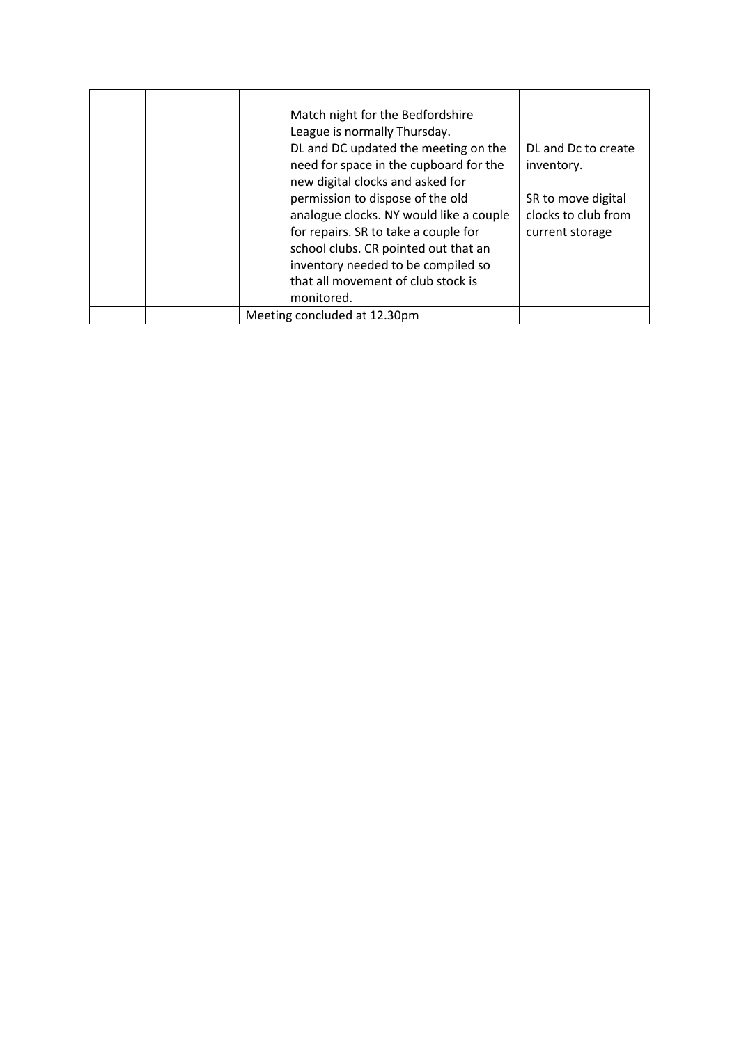| | | | |
|---|---|---|---|
| | | Match night for the Bedfordshire League is normally Thursday.<br>DL and DC updated the meeting on the need for space in the cupboard for the new digital clocks and asked for permission to dispose of the old analogue clocks. NY would like a couple for repairs. SR to take a couple for school clubs. CR pointed out that an inventory needed to be compiled so that all movement of club stock is monitored. | DL and Dc to create inventory.<br><br>SR to move digital clocks to club from current storage |
| | | Meeting concluded at 12.30pm | |